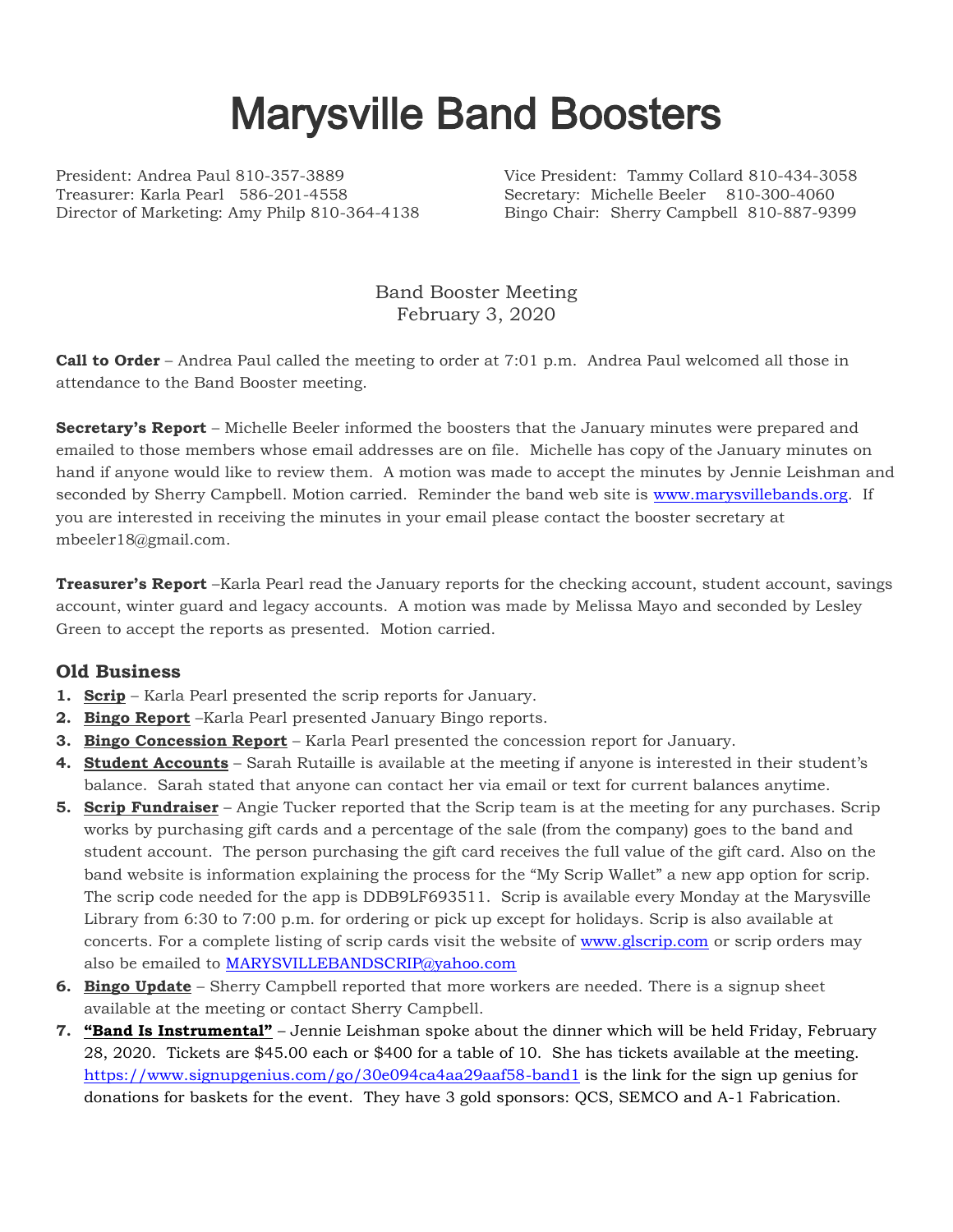# Marysville Band Boosters

President: Andrea Paul 810-357-3889
Vice President: Tammy Collard 810-434-3058
Treasurer: Karla Pearl 586-201-4558
Secretary: Michelle Beeler 810-300-4060
Director of Marketing: Amy Philp 810-364-4138
Bingo Chair: Sherry Campbell 810-887-9399

Band Booster Meeting
February 3, 2020

**Call to Order** – Andrea Paul called the meeting to order at 7:01 p.m. Andrea Paul welcomed all those in attendance to the Band Booster meeting.

**Secretary's Report** – Michelle Beeler informed the boosters that the January minutes were prepared and emailed to those members whose email addresses are on file. Michelle has copy of the January minutes on hand if anyone would like to review them. A motion was made to accept the minutes by Jennie Leishman and seconded by Sherry Campbell. Motion carried. Reminder the band web site is www.marysvillebands.org. If you are interested in receiving the minutes in your email please contact the booster secretary at mbeeler18@gmail.com.

**Treasurer's Report** –Karla Pearl read the January reports for the checking account, student account, savings account, winter guard and legacy accounts. A motion was made by Melissa Mayo and seconded by Lesley Green to accept the reports as presented. Motion carried.

## Old Business

1. **Scrip** – Karla Pearl presented the scrip reports for January.
2. **Bingo Report** –Karla Pearl presented January Bingo reports.
3. **Bingo Concession Report** – Karla Pearl presented the concession report for January.
4. **Student Accounts** – Sarah Rutaille is available at the meeting if anyone is interested in their student's balance. Sarah stated that anyone can contact her via email or text for current balances anytime.
5. **Scrip Fundraiser** – Angie Tucker reported that the Scrip team is at the meeting for any purchases. Scrip works by purchasing gift cards and a percentage of the sale (from the company) goes to the band and student account. The person purchasing the gift card receives the full value of the gift card. Also on the band website is information explaining the process for the "My Scrip Wallet" a new app option for scrip. The scrip code needed for the app is DDB9LF693511. Scrip is available every Monday at the Marysville Library from 6:30 to 7:00 p.m. for ordering or pick up except for holidays. Scrip is also available at concerts. For a complete listing of scrip cards visit the website of www.glscrip.com or scrip orders may also be emailed to MARYSVILLEBANDSCRIP@yahoo.com
6. **Bingo Update** – Sherry Campbell reported that more workers are needed. There is a signup sheet available at the meeting or contact Sherry Campbell.
7. **"Band Is Instrumental"** – Jennie Leishman spoke about the dinner which will be held Friday, February 28, 2020. Tickets are $45.00 each or $400 for a table of 10. She has tickets available at the meeting. https://www.signupgenius.com/go/30e094ca4aa29aaf58-band1 is the link for the sign up genius for donations for baskets for the event. They have 3 gold sponsors: QCS, SEMCO and A-1 Fabrication.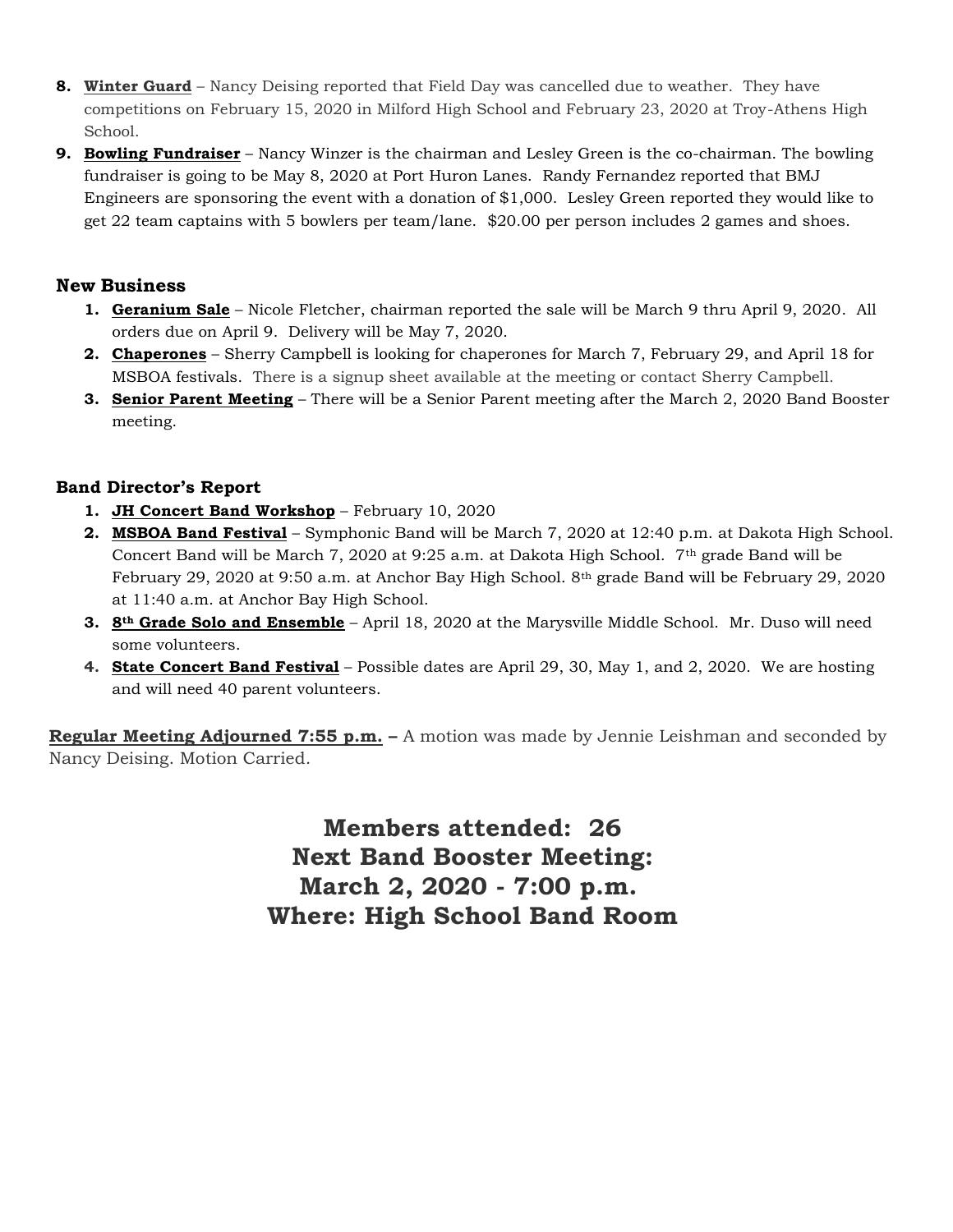8. **Winter Guard** – Nancy Deising reported that Field Day was cancelled due to weather. They have competitions on February 15, 2020 in Milford High School and February 23, 2020 at Troy-Athens High School.
9. **Bowling Fundraiser** – Nancy Winzer is the chairman and Lesley Green is the co-chairman. The bowling fundraiser is going to be May 8, 2020 at Port Huron Lanes. Randy Fernandez reported that BMJ Engineers are sponsoring the event with a donation of $1,000. Lesley Green reported they would like to get 22 team captains with 5 bowlers per team/lane. $20.00 per person includes 2 games and shoes.

### New Business

1. **Geranium Sale** – Nicole Fletcher, chairman reported the sale will be March 9 thru April 9, 2020. All orders due on April 9. Delivery will be May 7, 2020.
2. **Chaperones** – Sherry Campbell is looking for chaperones for March 7, February 29, and April 18 for MSBOA festivals. There is a signup sheet available at the meeting or contact Sherry Campbell.
3. **Senior Parent Meeting** – There will be a Senior Parent meeting after the March 2, 2020 Band Booster meeting.

### Band Director's Report

1. **JH Concert Band Workshop** – February 10, 2020
2. **MSBOA Band Festival** – Symphonic Band will be March 7, 2020 at 12:40 p.m. at Dakota High School. Concert Band will be March 7, 2020 at 9:25 a.m. at Dakota High School. 7th grade Band will be February 29, 2020 at 9:50 a.m. at Anchor Bay High School. 8th grade Band will be February 29, 2020 at 11:40 a.m. at Anchor Bay High School.
3. **8th Grade Solo and Ensemble** – April 18, 2020 at the Marysville Middle School. Mr. Duso will need some volunteers.
4. **State Concert Band Festival** – Possible dates are April 29, 30, May 1, and 2, 2020. We are hosting and will need 40 parent volunteers.

**Regular Meeting Adjourned 7:55 p.m. –** A motion was made by Jennie Leishman and seconded by Nancy Deising. Motion Carried.

## Members attended: 26
## Next Band Booster Meeting:
## March 2, 2020 - 7:00 p.m.
## Where: High School Band Room